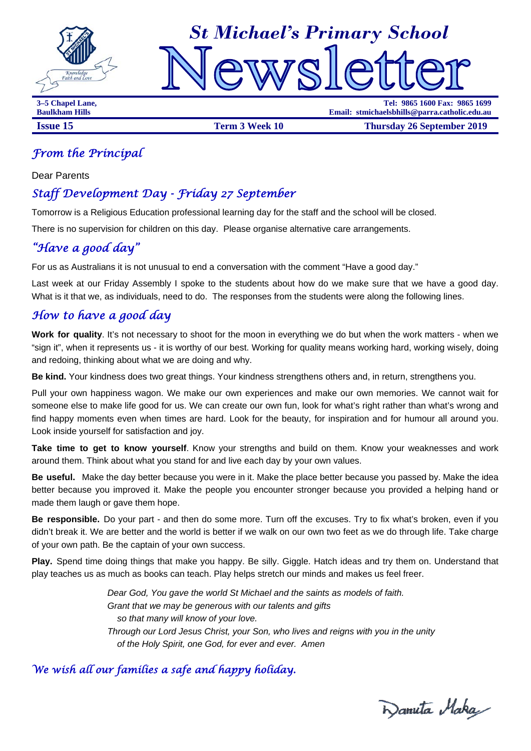# St Michael's Primary School Newsletter

3–5 Chapel Lane,
Baulkham Hills

Tel: 9865 1600 Fax: 9865 1699
Email: stmichaelsbhills@parra.catholic.edu.au

**Issue 15** | **Term 3 Week 10** | **Thursday 26 September 2019**

## *From the Principal*

Dear Parents

## *Staff Development Day - Friday 27 September*

Tomorrow is a Religious Education professional learning day for the staff and the school will be closed.

There is no supervision for children on this day. Please organise alternative care arrangements.

## *"Have a good day"*

For us as Australians it is not unusual to end a conversation with the comment "Have a good day."

Last week at our Friday Assembly I spoke to the students about how do we make sure that we have a good day. What is it that we, as individuals, need to do. The responses from the students were along the following lines.

## *How to have a good day*

**Work for quality**. It's not necessary to shoot for the moon in everything we do but when the work matters - when we "sign it", when it represents us - it is worthy of our best. Working for quality means working hard, working wisely, doing and redoing, thinking about what we are doing and why.

**Be kind.** Your kindness does two great things. Your kindness strengthens others and, in return, strengthens you.

Pull your own happiness wagon. We make our own experiences and make our own memories. We cannot wait for someone else to make life good for us. We can create our own fun, look for what's right rather than what's wrong and find happy moments even when times are hard. Look for the beauty, for inspiration and for humour all around you. Look inside yourself for satisfaction and joy.

**Take time to get to know yourself**. Know your strengths and build on them. Know your weaknesses and work around them. Think about what you stand for and live each day by your own values.

**Be useful.** Make the day better because you were in it. Make the place better because you passed by. Make the idea better because you improved it. Make the people you encounter stronger because you provided a helping hand or made them laugh or gave them hope.

**Be responsible.** Do your part - and then do some more. Turn off the excuses. Try to fix what's broken, even if you didn't break it. We are better and the world is better if we walk on our own two feet as we do through life. Take charge of your own path. Be the captain of your own success.

**Play.** Spend time doing things that make you happy. Be silly. Giggle. Hatch ideas and try them on. Understand that play teaches us as much as books can teach. Play helps stretch our minds and makes us feel freer.

*Dear God, You gave the world St Michael and the saints as models of faith.*
*Grant that we may be generous with our talents and gifts*
*so that many will know of your love.*
*Through our Lord Jesus Christ, your Son, who lives and reigns with you in the unity*
*of the Holy Spirit, one God, for ever and ever. Amen*

## *We wish all our families a safe and happy holiday.*

Danuta Maka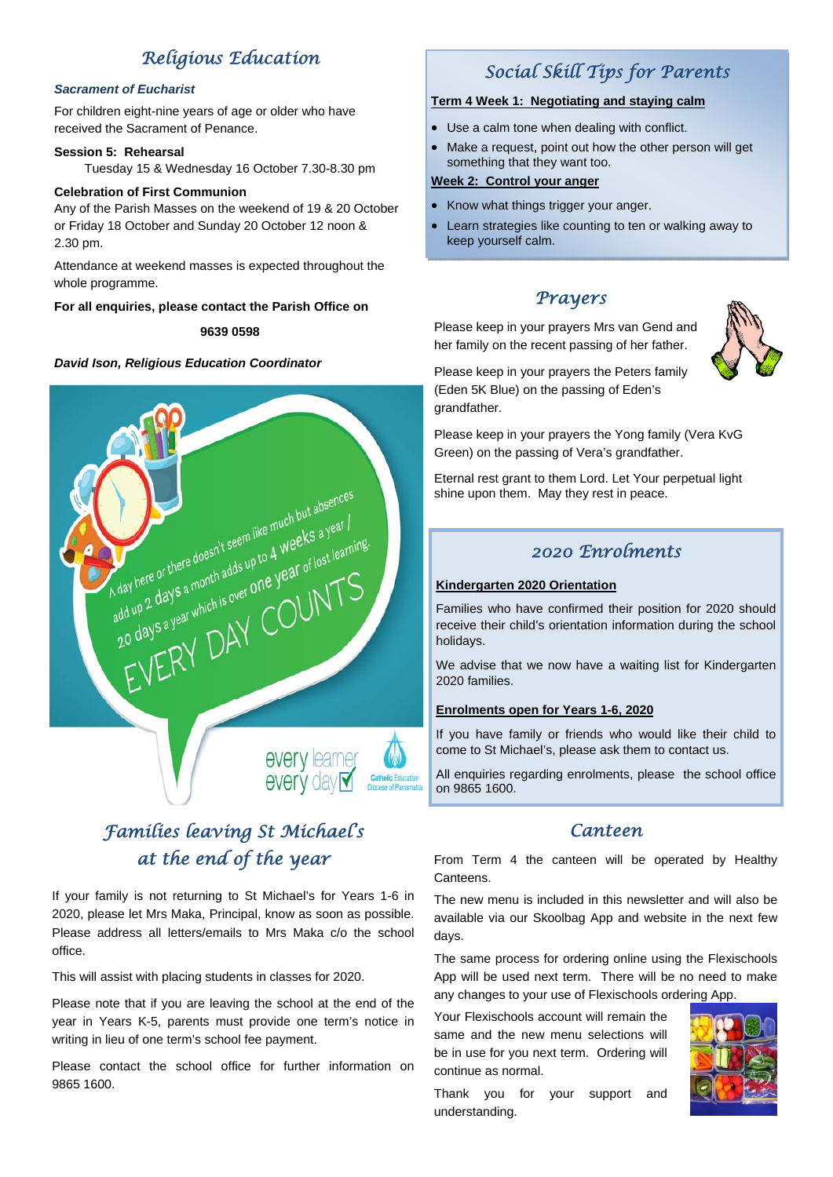## Religious Education

### *Sacrament of Eucharist*

For children eight-nine years of age or older who have received the Sacrament of Penance.

**Session 5: Rehearsal**
Tuesday 15 & Wednesday 16 October 7.30-8.30 pm

**Celebration of First Communion**
Any of the Parish Masses on the weekend of 19 & 20 October or Friday 18 October and Sunday 20 October 12 noon & 2.30 pm.

Attendance at weekend masses is expected throughout the whole programme.

**For all enquiries, please contact the Parish Office on**

**9639 0598**

***David Ison, Religious Education Coordinator***

A day here or there doesn't seem like much but absences add up 2 days a month adds up to 4 weeks a year / 20 days a year which is over one year of lost learning.

EVERY DAY COUNTS

every learner every day

Catholic Education Diocese of Parramatta

## Families leaving St Michael's at the end of the year

If your family is not returning to St Michael's for Years 1-6 in 2020, please let Mrs Maka, Principal, know as soon as possible. Please address all letters/emails to Mrs Maka c/o the school office.

This will assist with placing students in classes for 2020.

Please note that if you are leaving the school at the end of the year in Years K-5, parents must provide one term's notice in writing in lieu of one term's school fee payment.

Please contact the school office for further information on 9865 1600.

## Social Skill Tips for Parents

**Term 4 Week 1: Negotiating and staying calm**

- Use a calm tone when dealing with conflict.
- Make a request, point out how the other person will get something that they want too.

**Week 2: Control your anger**

- Know what things trigger your anger.
- Learn strategies like counting to ten or walking away to keep yourself calm.

## Prayers

Please keep in your prayers Mrs van Gend and her family on the recent passing of her father.

Please keep in your prayers the Peters family (Eden 5K Blue) on the passing of Eden's grandfather.

Please keep in your prayers the Yong family (Vera KvG Green) on the passing of Vera's grandfather.

Eternal rest grant to them Lord. Let Your perpetual light shine upon them. May they rest in peace.

## 2020 Enrolments

**Kindergarten 2020 Orientation**

Families who have confirmed their position for 2020 should receive their child's orientation information during the school holidays.

We advise that we now have a waiting list for Kindergarten 2020 families.

**Enrolments open for Years 1-6, 2020**

If you have family or friends who would like their child to come to St Michael's, please ask them to contact us.

All enquiries regarding enrolments, please the school office on 9865 1600.

## Canteen

From Term 4 the canteen will be operated by Healthy Canteens.

The new menu is included in this newsletter and will also be available via our Skoolbag App and website in the next few days.

The same process for ordering online using the Flexischools App will be used next term. There will be no need to make any changes to your use of Flexischools ordering App.

Your Flexischools account will remain the same and the new menu selections will be in use for you next term. Ordering will continue as normal.

Thank you for your support and understanding.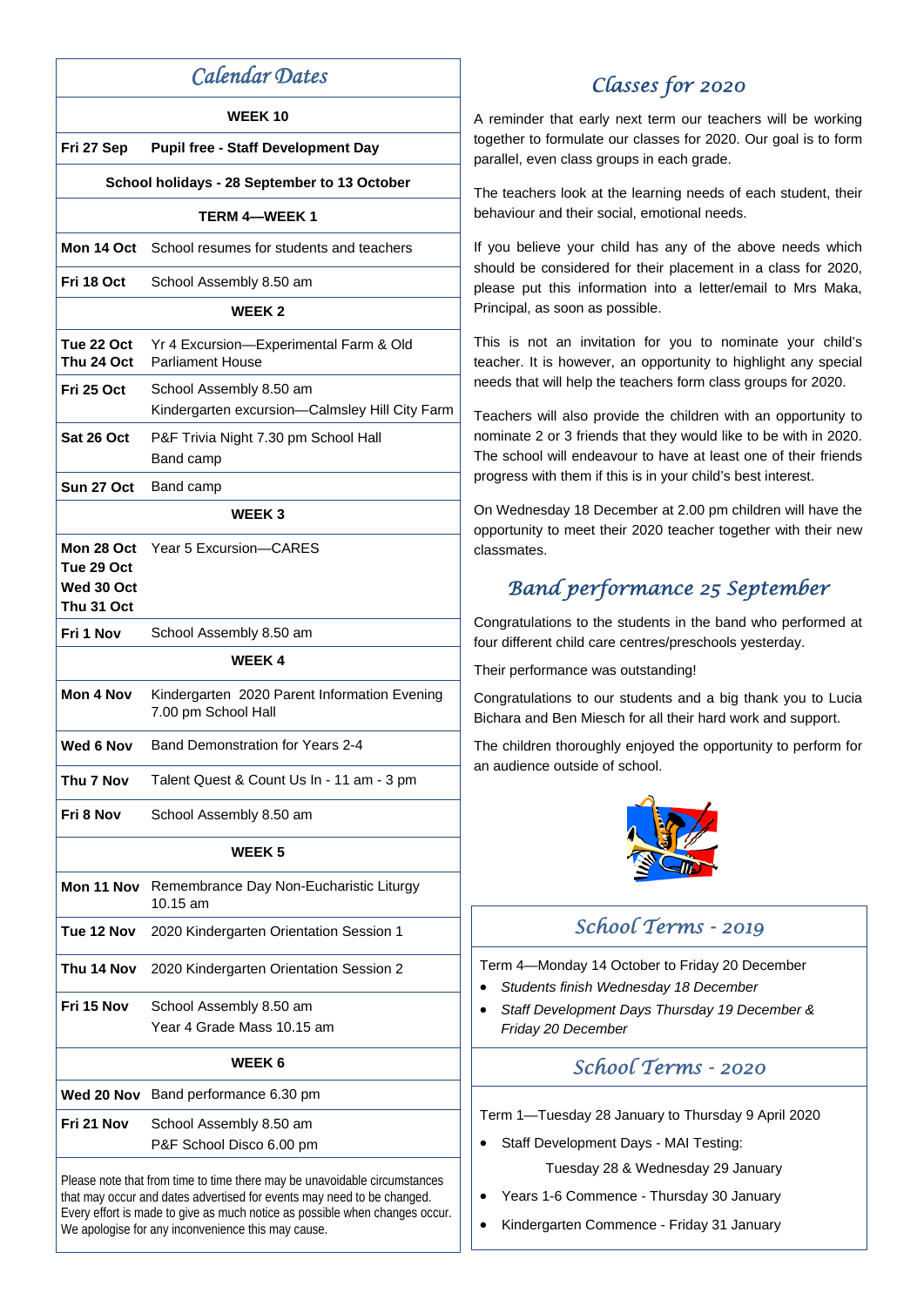## Calendar Dates

| | |
|---|---|
| **WEEK 10** | |
| **Fri 27 Sep** | **Pupil free - Staff Development Day** |
| **School holidays - 28 September to 13 October** | |
| **TERM 4—WEEK 1** | |
| **Mon 14 Oct** | School resumes for students and teachers |
| **Fri 18 Oct** | School Assembly 8.50 am |
| **WEEK 2** | |
| **Tue 22 Oct<br>Thu 24 Oct** | Yr 4 Excursion—Experimental Farm & Old Parliament House |
| **Fri 25 Oct** | School Assembly 8.50 am<br>Kindergarten excursion—Calmsley Hill City Farm |
| **Sat 26 Oct** | P&F Trivia Night 7.30 pm School Hall<br>Band camp |
| **Sun 27 Oct** | Band camp |
| **WEEK 3** | |
| **Mon 28 Oct<br>Tue 29 Oct<br>Wed 30 Oct<br>Thu 31 Oct** | Year 5 Excursion—CARES |
| **Fri 1 Nov** | School Assembly 8.50 am |
| **WEEK 4** | |
| **Mon 4 Nov** | Kindergarten 2020 Parent Information Evening 7.00 pm School Hall |
| **Wed 6 Nov** | Band Demonstration for Years 2-4 |
| **Thu 7 Nov** | Talent Quest & Count Us In - 11 am - 3 pm |
| **Fri 8 Nov** | School Assembly 8.50 am |
| **WEEK 5** | |
| **Mon 11 Nov** | Remembrance Day Non-Eucharistic Liturgy 10.15 am |
| **Tue 12 Nov** | 2020 Kindergarten Orientation Session 1 |
| **Thu 14 Nov** | 2020 Kindergarten Orientation Session 2 |
| **Fri 15 Nov** | School Assembly 8.50 am<br>Year 4 Grade Mass 10.15 am |
| **WEEK 6** | |
| **Wed 20 Nov** | Band performance 6.30 pm |
| **Fri 21 Nov** | School Assembly 8.50 am<br>P&F School Disco 6.00 pm |

Please note that from time to time there may be unavoidable circumstances that may occur and dates advertised for events may need to be changed. Every effort is made to give as much notice as possible when changes occur. We apologise for any inconvenience this may cause.

## Classes for 2020

A reminder that early next term our teachers will be working together to formulate our classes for 2020. Our goal is to form parallel, even class groups in each grade.

The teachers look at the learning needs of each student, their behaviour and their social, emotional needs.

If you believe your child has any of the above needs which should be considered for their placement in a class for 2020, please put this information into a letter/email to Mrs Maka, Principal, as soon as possible.

This is not an invitation for you to nominate your child's teacher. It is however, an opportunity to highlight any special needs that will help the teachers form class groups for 2020.

Teachers will also provide the children with an opportunity to nominate 2 or 3 friends that they would like to be with in 2020. The school will endeavour to have at least one of their friends progress with them if this is in your child's best interest.

On Wednesday 18 December at 2.00 pm children will have the opportunity to meet their 2020 teacher together with their new classmates.

## Band performance 25 September

Congratulations to the students in the band who performed at four different child care centres/preschools yesterday.

Their performance was outstanding!

Congratulations to our students and a big thank you to Lucia Bichara and Ben Miesch for all their hard work and support.

The children thoroughly enjoyed the opportunity to perform for an audience outside of school.

## School Terms - 2019

Term 4—Monday 14 October to Friday 20 December

- *Students finish Wednesday 18 December*
- *Staff Development Days Thursday 19 December & Friday 20 December*

## School Terms - 2020

Term 1—Tuesday 28 January to Thursday 9 April 2020

- Staff Development Days - MAI Testing:
  Tuesday 28 & Wednesday 29 January
- Years 1-6 Commence - Thursday 30 January
- Kindergarten Commence - Friday 31 January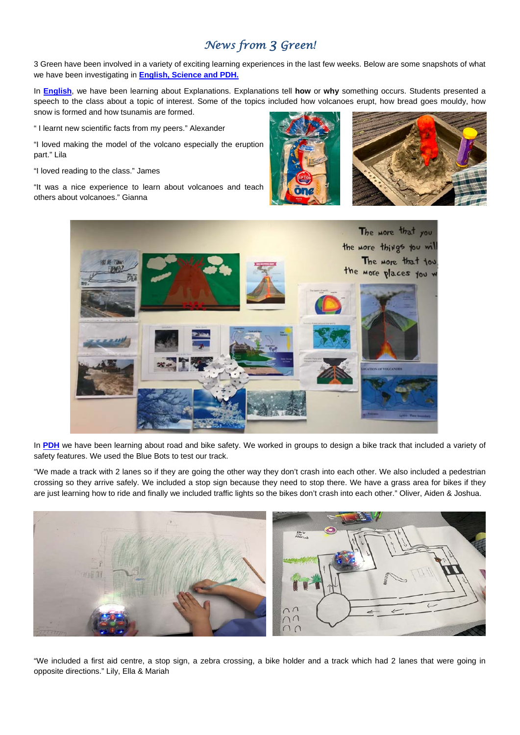# *News from 3 Green!*

3 Green have been involved in a variety of exciting learning experiences in the last few weeks. Below are some snapshots of what we have been investigating in **English, Science and PDH.**

In **English**, we have been learning about Explanations. Explanations tell **how** or **why** something occurs. Students presented a speech to the class about a topic of interest. Some of the topics included how volcanoes erupt, how bread goes mouldy, how snow is formed and how tsunamis are formed.

" I learnt new scientific facts from my peers." Alexander

"I loved making the model of the volcano especially the eruption part." Lila

"I loved reading to the class." James

"It was a nice experience to learn about volcanoes and teach others about volcanoes." Gianna

In **PDH** we have been learning about road and bike safety. We worked in groups to design a bike track that included a variety of safety features. We used the Blue Bots to test our track.

"We made a track with 2 lanes so if they are going the other way they don't crash into each other. We also included a pedestrian crossing so they arrive safely. We included a stop sign because they need to stop there. We have a grass area for bikes if they are just learning how to ride and finally we included traffic lights so the bikes don't crash into each other." Oliver, Aiden & Joshua.

"We included a first aid centre, a stop sign, a zebra crossing, a bike holder and a track which had 2 lanes that were going in opposite directions." Lily, Ella & Mariah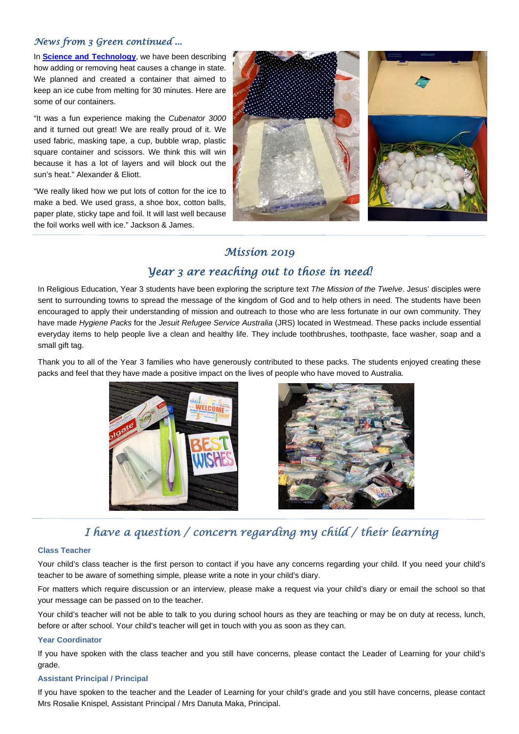## *News from 3 Green continued ...*

In **Science and Technology**, we have been describing how adding or removing heat causes a change in state. We planned and created a container that aimed to keep an ice cube from melting for 30 minutes. Here are some of our containers.

"It was a fun experience making the *Cubenator 3000* and it turned out great! We are really proud of it. We used fabric, masking tape, a cup, bubble wrap, plastic square container and scissors. We think this will win because it has a lot of layers and will block out the sun's heat." Alexander & Eliott.

"We really liked how we put lots of cotton for the ice to make a bed. We used grass, a shoe box, cotton balls, paper plate, sticky tape and foil. It will last well because the foil works well with ice." Jackson & James.

## *Mission 2019*

## *Year 3 are reaching out to those in need!*

In Religious Education, Year 3 students have been exploring the scripture text *The Mission of the Twelve*. Jesus' disciples were sent to surrounding towns to spread the message of the kingdom of God and to help others in need. The students have been encouraged to apply their understanding of mission and outreach to those who are less fortunate in our own community. They have made *Hygiene Packs* for the *Jesuit Refugee Service Australia* (JRS) located in Westmead. These packs include essential everyday items to help people live a clean and healthy life. They include toothbrushes, toothpaste, face washer, soap and a small gift tag.

Thank you to all of the Year 3 families who have generously contributed to these packs. The students enjoyed creating these packs and feel that they have made a positive impact on the lives of people who have moved to Australia.

## *I have a question / concern regarding my child / their learning*

### Class Teacher

Your child's class teacher is the first person to contact if you have any concerns regarding your child. If you need your child's teacher to be aware of something simple, please write a note in your child's diary.

For matters which require discussion or an interview, please make a request via your child's diary or email the school so that your message can be passed on to the teacher.

Your child's teacher will not be able to talk to you during school hours as they are teaching or may be on duty at recess, lunch, before or after school. Your child's teacher will get in touch with you as soon as they can.

### Year Coordinator

If you have spoken with the class teacher and you still have concerns, please contact the Leader of Learning for your child's grade.

### Assistant Principal / Principal

If you have spoken to the teacher and the Leader of Learning for your child's grade and you still have concerns, please contact Mrs Rosalie Knispel, Assistant Principal / Mrs Danuta Maka, Principal.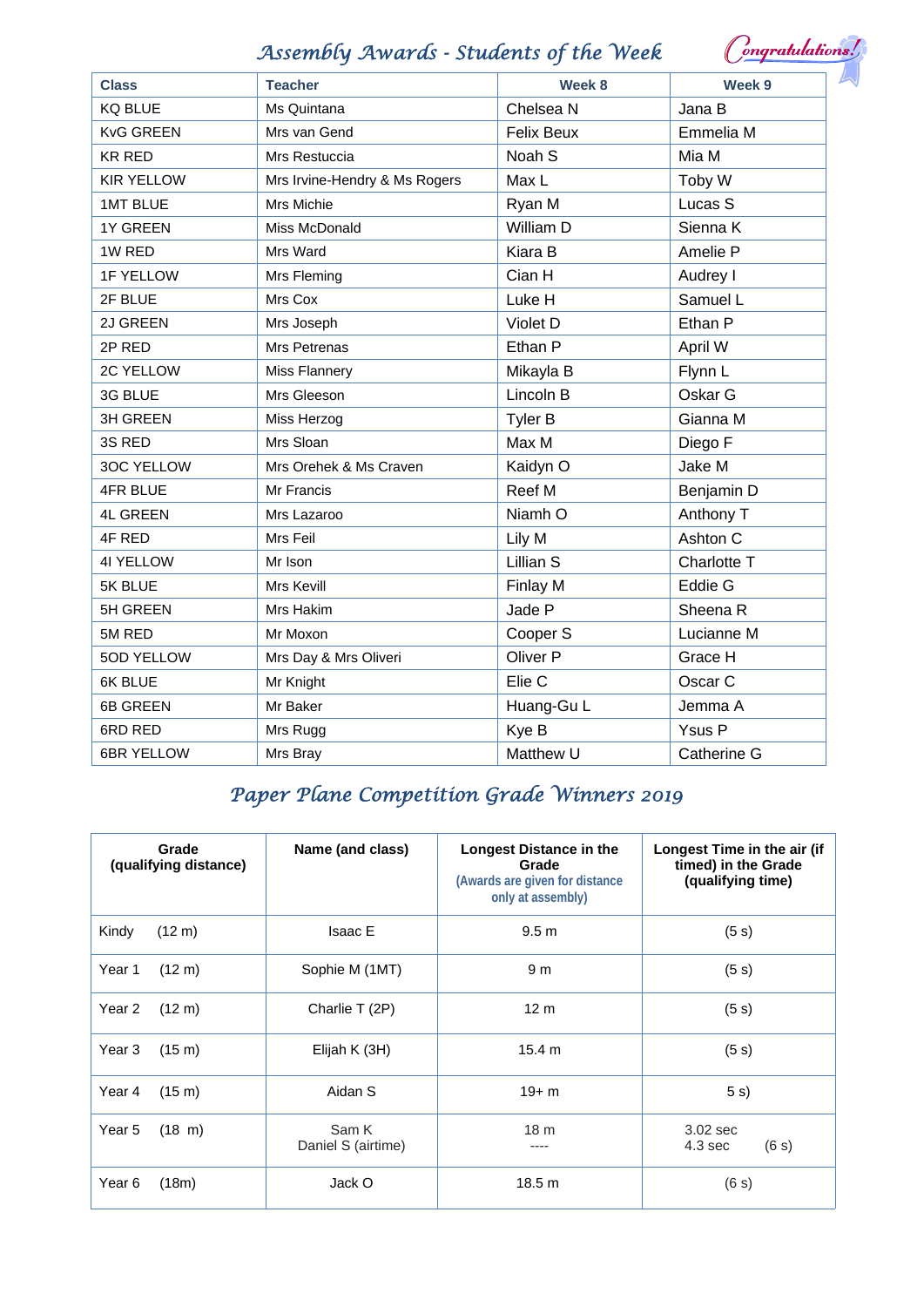## Assembly Awards - Students of the Week

Congratulations!

| Class | Teacher | Week 8 | Week 9 |
|---|---|---|---|
| KQ BLUE | Ms Quintana | Chelsea N | Jana B |
| KvG GREEN | Mrs van Gend | Felix Beux | Emmelia M |
| KR RED | Mrs Restuccia | Noah S | Mia M |
| KIR YELLOW | Mrs Irvine-Hendry & Ms Rogers | Max L | Toby W |
| 1MT BLUE | Mrs Michie | Ryan M | Lucas S |
| 1Y GREEN | Miss McDonald | William D | Sienna K |
| 1W RED | Mrs Ward | Kiara B | Amelie P |
| 1F YELLOW | Mrs Fleming | Cian H | Audrey I |
| 2F BLUE | Mrs Cox | Luke H | Samuel L |
| 2J GREEN | Mrs Joseph | Violet D | Ethan P |
| 2P RED | Mrs Petrenas | Ethan P | April W |
| 2C YELLOW | Miss Flannery | Mikayla B | Flynn L |
| 3G BLUE | Mrs Gleeson | Lincoln B | Oskar G |
| 3H GREEN | Miss Herzog | Tyler B | Gianna M |
| 3S RED | Mrs Sloan | Max M | Diego F |
| 3OC YELLOW | Mrs Orehek & Ms Craven | Kaidyn O | Jake M |
| 4FR BLUE | Mr Francis | Reef M | Benjamin D |
| 4L GREEN | Mrs Lazaroo | Niamh O | Anthony T |
| 4F RED | Mrs Feil | Lily M | Ashton C |
| 4I YELLOW | Mr Ison | Lillian S | Charlotte T |
| 5K BLUE | Mrs Kevill | Finlay M | Eddie G |
| 5H GREEN | Mrs Hakim | Jade P | Sheena R |
| 5M RED | Mr Moxon | Cooper S | Lucianne M |
| 5OD YELLOW | Mrs Day & Mrs Oliveri | Oliver P | Grace H |
| 6K BLUE | Mr Knight | Elie C | Oscar C |
| 6B GREEN | Mr Baker | Huang-Gu L | Jemma A |
| 6RD RED | Mrs Rugg | Kye B | Ysus P |
| 6BR YELLOW | Mrs Bray | Matthew U | Catherine G |

## Paper Plane Competition Grade Winners 2019

| Grade (qualifying distance) | Name (and class) | Longest Distance in the Grade (Awards are given for distance only at assembly) | Longest Time in the air (if timed) in the Grade (qualifying time) |
|---|---|---|---|
| Kindy (12 m) | Isaac E | 9.5 m | (5 s) |
| Year 1 (12 m) | Sophie M (1MT) | 9 m | (5 s) |
| Year 2 (12 m) | Charlie T (2P) | 12 m | (5 s) |
| Year 3 (15 m) | Elijah K (3H) | 15.4 m | (5 s) |
| Year 4 (15 m) | Aidan S | 19+ m | 5 s) |
| Year 5 (18 m) | Sam K<br>Daniel S (airtime) | 18 m<br>---- | 3.02 sec<br>4.3 sec (6 s) |
| Year 6 (18m) | Jack O | 18.5 m | (6 s) |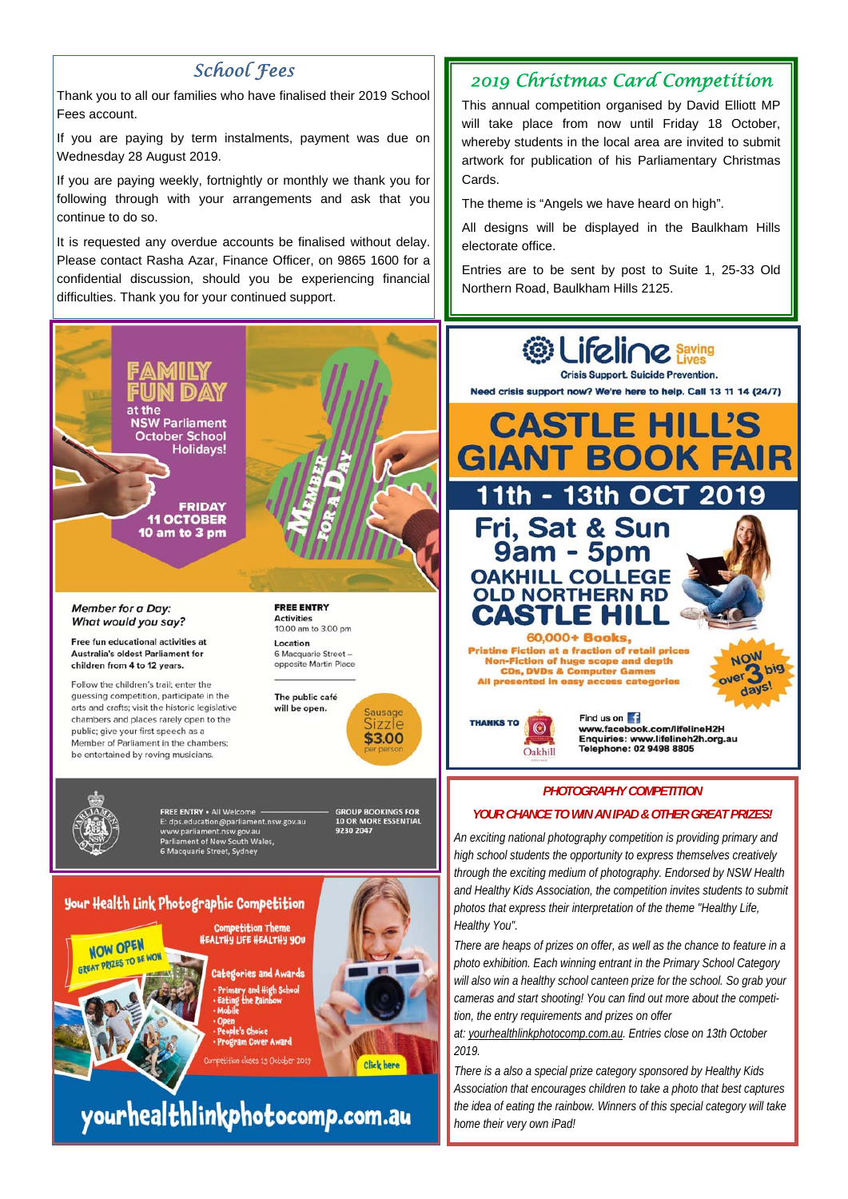## School Fees

Thank you to all our families who have finalised their 2019 School Fees account.

If you are paying by term instalments, payment was due on Wednesday 28 August 2019.

If you are paying weekly, fortnightly or monthly we thank you for following through with your arrangements and ask that you continue to do so.

It is requested any overdue accounts be finalised without delay. Please contact Rasha Azar, Finance Officer, on 9865 1600 for a confidential discussion, should you be experiencing financial difficulties. Thank you for your continued support.

## 2019 Christmas Card Competition

This annual competition organised by David Elliott MP will take place from now until Friday 18 October, whereby students in the local area are invited to submit artwork for publication of his Parliamentary Christmas Cards.

The theme is "Angels we have heard on high".

All designs will be displayed in the Baulkham Hills electorate office.

Entries are to be sent by post to Suite 1, 25-33 Old Northern Road, Baulkham Hills 2125.

# FAMILY FUN DAY

at the NSW Parliament October School Holidays!

**FRIDAY 11 OCTOBER 10 am to 3 pm**

MEMBER FOR A DAY

*Member for a Day: What would you say?*

**Free fun educational activities at Australia's oldest Parliament for children from 4 to 12 years.**

Follow the children's trail; enter the guessing competition, participate in the arts and crafts; visit the historic legislative chambers and places rarely open to the public; give your first speech as a Member of Parliament in the chambers; be entertained by roving musicians.

**FREE ENTRY**

Activities
10.00 am to 3.00 pm

Location
6 Macquarie Street – opposite Martin Place

**The public café will be open.**

Sausage Sizzle **$3.00** per person

FREE ENTRY • All Welcome
E: dps.education@parliament.nsw.gov.au
www.parliament.nsw.gov.au
Parliament of New South Wales,
6 Macquarie Street, Sydney

**GROUP BOOKINGS FOR 10 OR MORE ESSENTIAL 9230 2047**

# Lifeline

Saving Lives

**Crisis Support. Suicide Prevention.**

**Need crisis support now? We're here to help. Call 13 11 14 (24/7)**

# CASTLE HILL'S GIANT BOOK FAIR

## 11th - 13th OCT 2019

**Fri, Sat & Sun 9am - 5pm**

**OAKHILL COLLEGE OLD NORTHERN RD CASTLE HILL**

**60,000+ Books,**
**Pristine Fiction at a fraction of retail prices**
**Non-Fiction of huge scope and depth**
**CDs, DVDs & Computer Games**
**All presented in easy access categories**

NOW over 3 big days!

THANKS TO Oakhill

Find us on
www.facebook.com/lifelineH2H
Enquiries: www.lifelineh2h.org.au
Telephone: 02 9498 8805

## Your Health Link Photographic Competition

NOW OPEN — GREAT PRIZES TO BE WON

Competition Theme: HEALTHY LIFE HEALTHY YOU

Categories and Awards
- Primary and High School
- Eating the Rainbow
- Mobile
- Open
- People's Choice
- Program Cover Award

Competition closes 13 October 2019

Click here

**yourhealthlinkphotocomp.com.au**

### PHOTOGRAPHY COMPETITION

### YOUR CHANCE TO WIN AN IPAD & OTHER GREAT PRIZES!

*An exciting national photography competition is providing primary and high school students the opportunity to express themselves creatively through the exciting medium of photography. Endorsed by NSW Health and Healthy Kids Association, the competition invites students to submit photos that express their interpretation of the theme "Healthy Life, Healthy You".*

*There are heaps of prizes on offer, as well as the chance to feature in a photo exhibition. Each winning entrant in the Primary School Category will also win a healthy school canteen prize for the school. So grab your cameras and start shooting! You can find out more about the competition, the entry requirements and prizes on offer at: yourhealthlinkphotocomp.com.au. Entries close on 13th October 2019.*

*There is a also a special prize category sponsored by Healthy Kids Association that encourages children to take a photo that best captures the idea of eating the rainbow. Winners of this special category will take home their very own iPad!*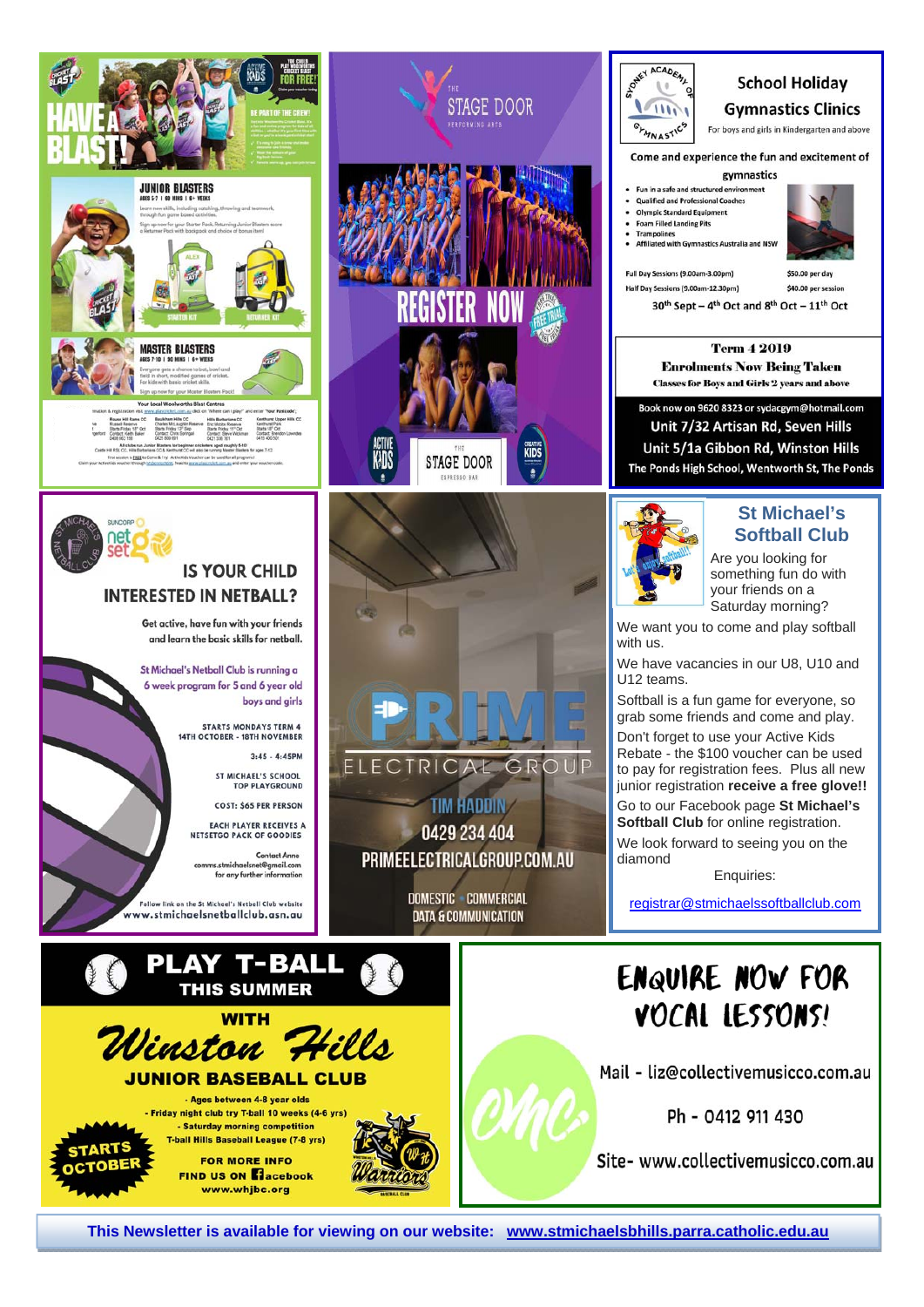# HAVE A BLAST!

BE PART OF THE CREW!

## JUNIOR BLASTERS

AGES 5-7 | 60 MINS | 8+ WEEKS

Learn new skills, including catching, throwing and teamwork, through fun game based activities.

STARTER KIT | RETURNER KIT

## MASTER BLASTERS

AGES 7-10 | 90 MINS | 8+ WEEKS

Everyone gets a chance to bat, bowl and field in short, modified games of cricket. For kids with basic cricket skills.

Sign up now for your Master Blasters Pack!

Your Local Woolworths Blast Centres

# THE STAGE DOOR

PERFORMING ARTS

# REGISTER NOW

FREE TRIAL

ACTIVE KIDS | THE STAGE DOOR | CREATIVE KIDS

# School Holiday Gymnastics Clinics

For boys and girls in Kindergarten and above

Come and experience the fun and excitement of gymnastics

- Fun in a safe and structured environment
- Qualified and Professional Coaches
- Olympic Standard Equipment
- Foam Filled Landing Pits
- Trampolines
- Affiliated with Gymnastics Australia and NSW

Full Day Sessions (9.00am-3.00pm) $50.00 per day

Half Day Sessions (9.00am-12.30pm) $40.00 per session

30th Sept – 4th Oct and 8th Oct – 11th Oct

**Term 4 2019**

**Enrolments Now Being Taken**

**Classes for Boys and Girls 2 years and above**

Book now on 9620 8323 or sydacgym@hotmail.com

Unit 7/32 Artisan Rd, Seven Hills

Unit 5/1a Gibbon Rd, Winston Hills

The Ponds High School, Wentworth St, The Ponds

# IS YOUR CHILD INTERESTED IN NETBALL?

Get active, have fun with your friends and learn the basic skills for netball.

St Michael's Netball Club is running a 6 week program for 5 and 6 year old boys and girls

STARTS MONDAYS TERM 4
14TH OCTOBER - 18TH NOVEMBER

3:45 - 4:45PM

ST MICHAEL'S SCHOOL
TOP PLAYGROUND

COST: $65 PER PERSON

EACH PLAYER RECEIVES A NETSETGO PACK OF GOODIES

Contact Anne
comms.stmichaelsnet@gmail.com
for any further information

Follow link on the St Michael's Netball Club website
www.stmichaelsnetballclub.asn.au

# PRIME ELECTRICAL GROUP

TIM HADDIN

0429 234 404

PRIMEELECTRICALGROUP.COM.AU

DOMESTIC - COMMERCIAL
DATA & COMMUNICATION

# St Michael's Softball Club

Are you looking for something fun do with your friends on a Saturday morning?

We want you to come and play softball with us.

We have vacancies in our U8, U10 and U12 teams.

Softball is a fun game for everyone, so grab some friends and come and play.

Don't forget to use your Active Kids Rebate - the $100 voucher can be used to pay for registration fees. Plus all new junior registration **receive a free glove!!**

Go to our Facebook page **St Michael's Softball Club** for online registration.

We look forward to seeing you on the diamond

Enquiries:

registrar@stmichaelssoftballclub.com

# PLAY T-BALL THIS SUMMER

WITH

## Winston Hills JUNIOR BASEBALL CLUB

- Ages between 4-8 year olds
- Friday night club try T-ball 10 weeks (4-6 yrs)
- Saturday morning competition
T-ball Hills Baseball League (7-8 yrs)

STARTS OCTOBER

FOR MORE INFO
FIND US ON Facebook
www.whjbc.org

# ENQUIRE NOW FOR VOCAL LESSONS!

Mail - liz@collectivemusicco.com.au

Ph - 0412 911 430

Site- www.collectivemusicco.com.au

**This Newsletter is available for viewing on our website: www.stmichaelsbhills.parra.catholic.edu.au**